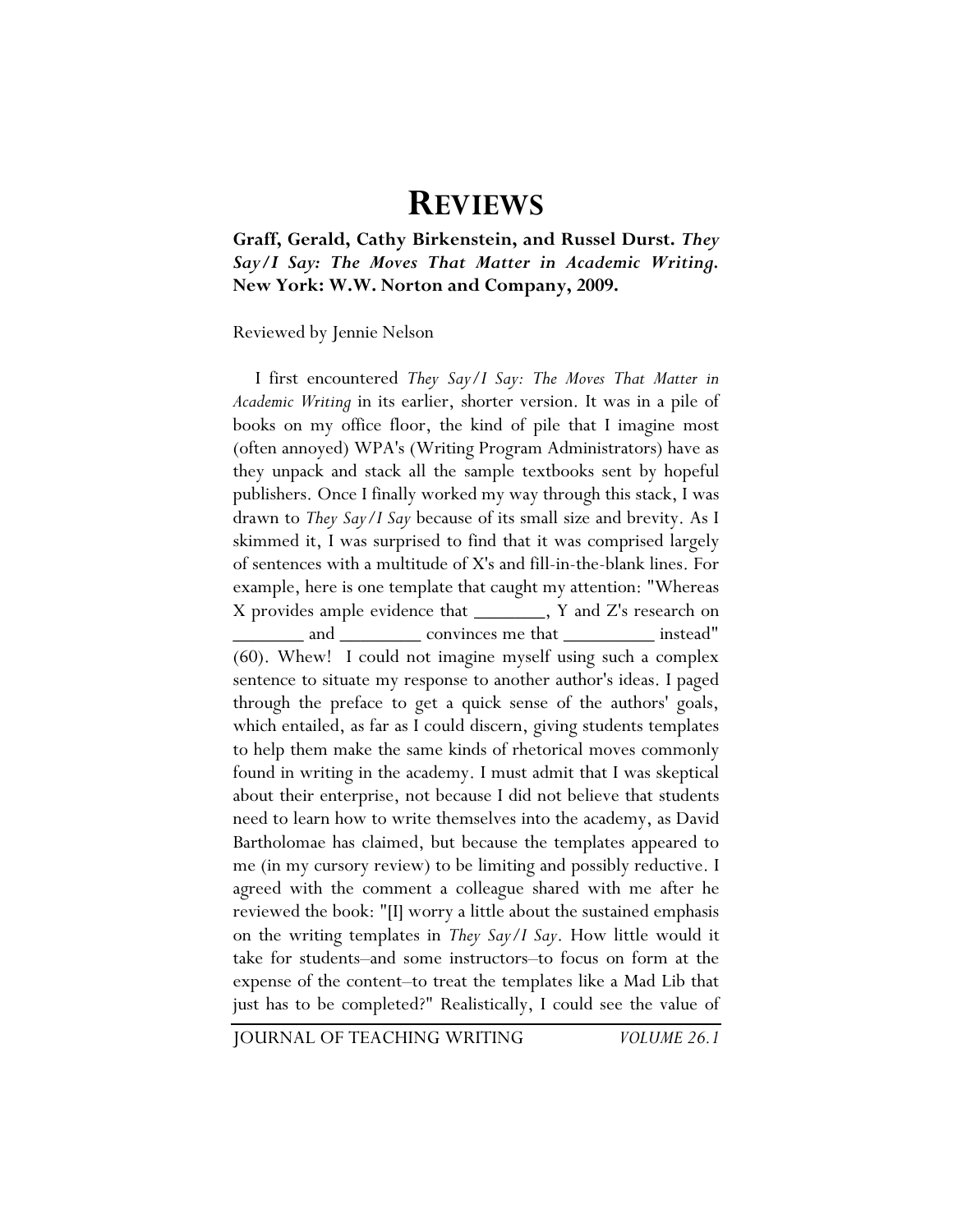# REVIEWS

**Graff, Gerald, Cathy Birkenstein, and Russel Durst. *They Say/I Say: The Moves That Matter in Academic Writing.* New York: W.W. Norton and Company, 2009.**

Reviewed by Jennie Nelson

I first encountered *They Say/I Say: The Moves That Matter in Academic Writing* in its earlier, shorter version. It was in a pile of books on my office floor, the kind of pile that I imagine most (often annoyed) WPA's (Writing Program Administrators) have as they unpack and stack all the sample textbooks sent by hopeful publishers. Once I finally worked my way through this stack, I was drawn to *They Say/I Say* because of its small size and brevity. As I skimmed it, I was surprised to find that it was comprised largely of sentences with a multitude of X's and fill-in-the-blank lines. For example, here is one template that caught my attention: "Whereas X provides ample evidence that _______, Y and Z's research on _______ and ________ convinces me that _________ instead" (60). Whew! I could not imagine myself using such a complex sentence to situate my response to another author's ideas. I paged through the preface to get a quick sense of the authors' goals, which entailed, as far as I could discern, giving students templates to help them make the same kinds of rhetorical moves commonly found in writing in the academy. I must admit that I was skeptical about their enterprise, not because I did not believe that students need to learn how to write themselves into the academy, as David Bartholomae has claimed, but because the templates appeared to me (in my cursory review) to be limiting and possibly reductive. I agreed with the comment a colleague shared with me after he reviewed the book: "[I] worry a little about the sustained emphasis on the writing templates in *They Say/I Say*. How little would it take for students–and some instructors–to focus on form at the expense of the content–to treat the templates like a Mad Lib that just has to be completed?" Realistically, I could see the value of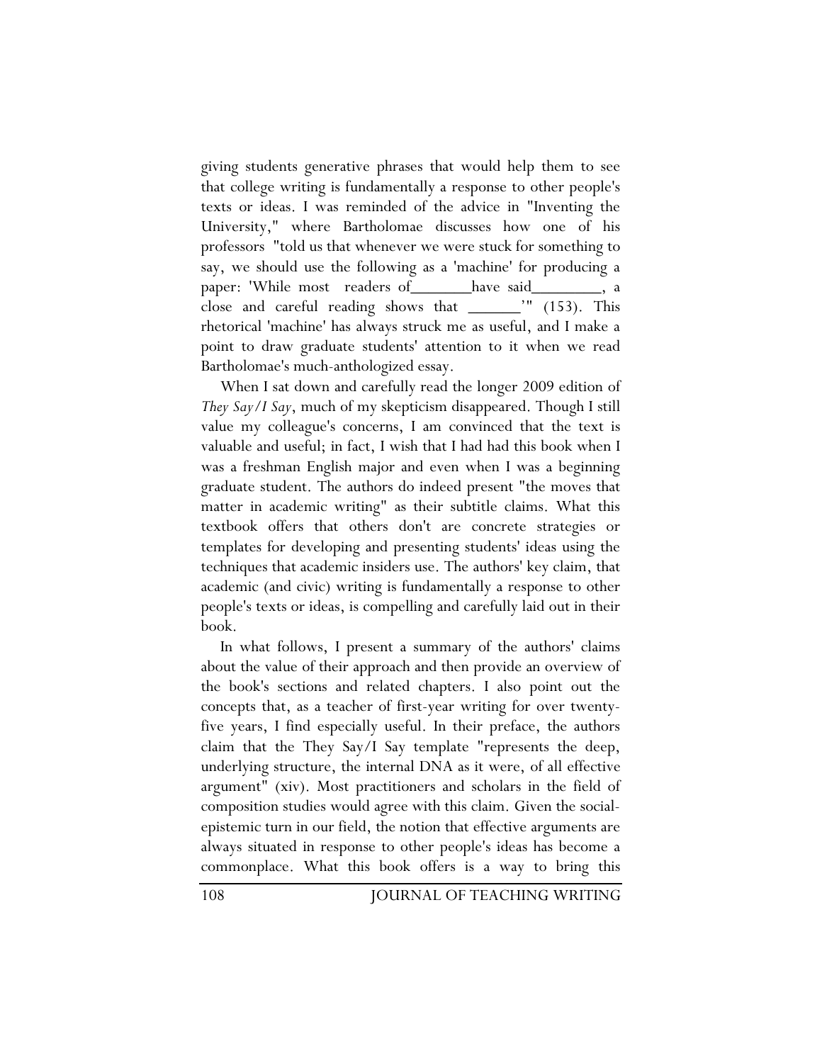giving students generative phrases that would help them to see that college writing is fundamentally a response to other people's texts or ideas. I was reminded of the advice in "Inventing the University," where Bartholomae discusses how one of his professors "told us that whenever we were stuck for something to say, we should use the following as a 'machine' for producing a paper: 'While most readers of_______have said________, a close and careful reading shows that ______'" (153). This rhetorical 'machine' has always struck me as useful, and I make a point to draw graduate students' attention to it when we read Bartholomae's much-anthologized essay.

When I sat down and carefully read the longer 2009 edition of *They Say/I Say*, much of my skepticism disappeared. Though I still value my colleague's concerns, I am convinced that the text is valuable and useful; in fact, I wish that I had had this book when I was a freshman English major and even when I was a beginning graduate student. The authors do indeed present "the moves that matter in academic writing" as their subtitle claims. What this textbook offers that others don't are concrete strategies or templates for developing and presenting students' ideas using the techniques that academic insiders use. The authors' key claim, that academic (and civic) writing is fundamentally a response to other people's texts or ideas, is compelling and carefully laid out in their book.

In what follows, I present a summary of the authors' claims about the value of their approach and then provide an overview of the book's sections and related chapters. I also point out the concepts that, as a teacher of first-year writing for over twenty-five years, I find especially useful. In their preface, the authors claim that the They Say/I Say template "represents the deep, underlying structure, the internal DNA as it were, of all effective argument" (xiv). Most practitioners and scholars in the field of composition studies would agree with this claim. Given the social-epistemic turn in our field, the notion that effective arguments are always situated in response to other people's ideas has become a commonplace. What this book offers is a way to bring this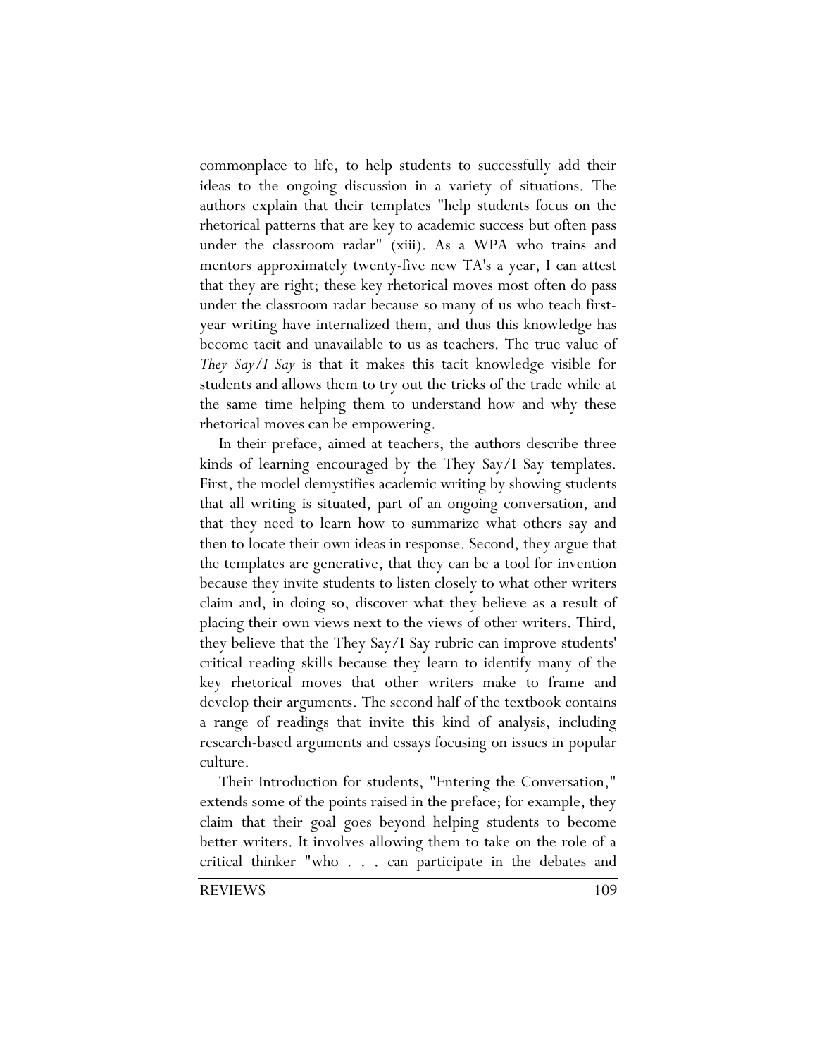commonplace to life, to help students to successfully add their ideas to the ongoing discussion in a variety of situations. The authors explain that their templates "help students focus on the rhetorical patterns that are key to academic success but often pass under the classroom radar" (xiii). As a WPA who trains and mentors approximately twenty-five new TA's a year, I can attest that they are right; these key rhetorical moves most often do pass under the classroom radar because so many of us who teach first-year writing have internalized them, and thus this knowledge has become tacit and unavailable to us as teachers. The true value of *They Say/I Say* is that it makes this tacit knowledge visible for students and allows them to try out the tricks of the trade while at the same time helping them to understand how and why these rhetorical moves can be empowering.

In their preface, aimed at teachers, the authors describe three kinds of learning encouraged by the They Say/I Say templates. First, the model demystifies academic writing by showing students that all writing is situated, part of an ongoing conversation, and that they need to learn how to summarize what others say and then to locate their own ideas in response. Second, they argue that the templates are generative, that they can be a tool for invention because they invite students to listen closely to what other writers claim and, in doing so, discover what they believe as a result of placing their own views next to the views of other writers. Third, they believe that the They Say/I Say rubric can improve students' critical reading skills because they learn to identify many of the key rhetorical moves that other writers make to frame and develop their arguments. The second half of the textbook contains a range of readings that invite this kind of analysis, including research-based arguments and essays focusing on issues in popular culture.

Their Introduction for students, "Entering the Conversation," extends some of the points raised in the preface; for example, they claim that their goal goes beyond helping students to become better writers. It involves allowing them to take on the role of a critical thinker "who . . . can participate in the debates and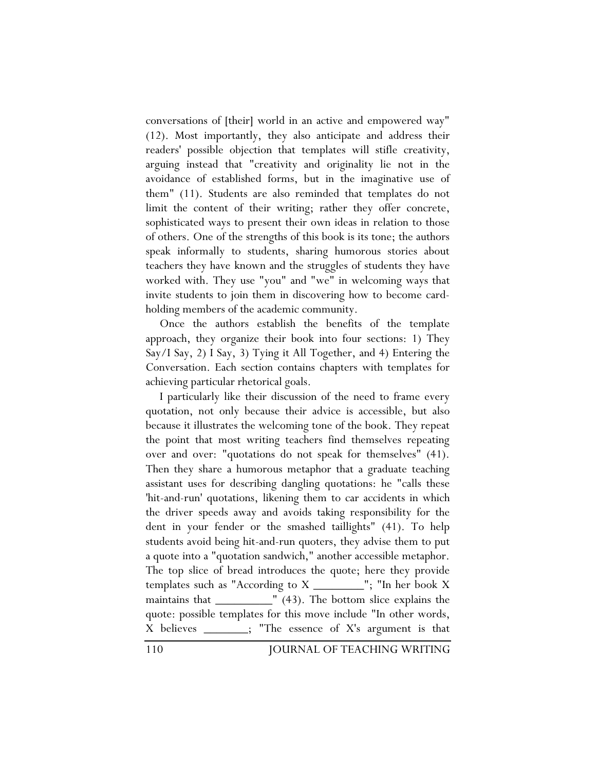conversations of [their] world in an active and empowered way" (12). Most importantly, they also anticipate and address their readers' possible objection that templates will stifle creativity, arguing instead that "creativity and originality lie not in the avoidance of established forms, but in the imaginative use of them" (11). Students are also reminded that templates do not limit the content of their writing; rather they offer concrete, sophisticated ways to present their own ideas in relation to those of others. One of the strengths of this book is its tone; the authors speak informally to students, sharing humorous stories about teachers they have known and the struggles of students they have worked with. They use "you" and "we" in welcoming ways that invite students to join them in discovering how to become card-holding members of the academic community.

Once the authors establish the benefits of the template approach, they organize their book into four sections: 1) They Say/I Say, 2) I Say, 3) Tying it All Together, and 4) Entering the Conversation. Each section contains chapters with templates for achieving particular rhetorical goals.

I particularly like their discussion of the need to frame every quotation, not only because their advice is accessible, but also because it illustrates the welcoming tone of the book. They repeat the point that most writing teachers find themselves repeating over and over: "quotations do not speak for themselves" (41). Then they share a humorous metaphor that a graduate teaching assistant uses for describing dangling quotations: he "calls these 'hit-and-run' quotations, likening them to car accidents in which the driver speeds away and avoids taking responsibility for the dent in your fender or the smashed taillights" (41). To help students avoid being hit-and-run quoters, they advise them to put a quote into a "quotation sandwich," another accessible metaphor. The top slice of bread introduces the quote; here they provide templates such as "According to X ________"; "In her book X maintains that _________" (43). The bottom slice explains the quote: possible templates for this move include "In other words, X believes _______; "The essence of X's argument is that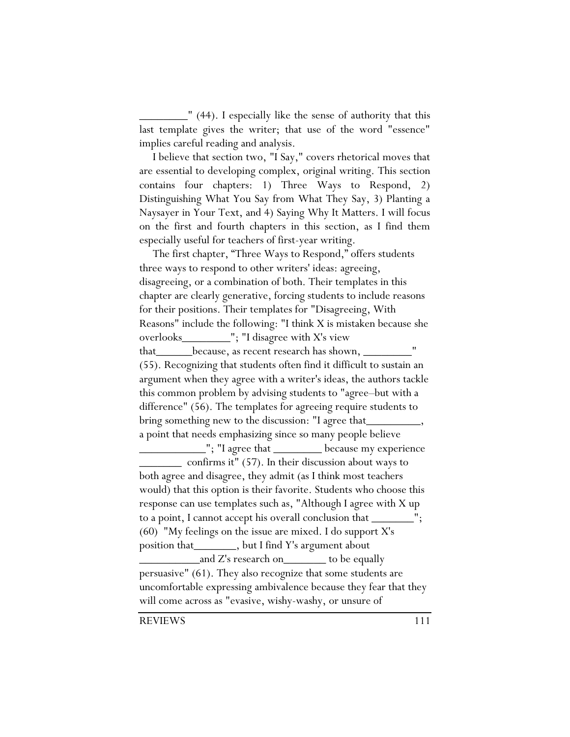________" (44). I especially like the sense of authority that this last template gives the writer; that use of the word "essence" implies careful reading and analysis.

I believe that section two, "I Say," covers rhetorical moves that are essential to developing complex, original writing. This section contains four chapters: 1) Three Ways to Respond, 2) Distinguishing What You Say from What They Say, 3) Planting a Naysayer in Your Text, and 4) Saying Why It Matters. I will focus on the first and fourth chapters in this section, as I find them especially useful for teachers of first-year writing.

The first chapter, "Three Ways to Respond," offers students three ways to respond to other writers' ideas: agreeing, disagreeing, or a combination of both. Their templates in this chapter are clearly generative, forcing students to include reasons for their positions. Their templates for "Disagreeing, With Reasons" include the following: "I think X is mistaken because she overlooks________"; "I disagree with X's view that______because, as recent research has shown, ________" (55). Recognizing that students often find it difficult to sustain an argument when they agree with a writer's ideas, the authors tackle this common problem by advising students to "agree–but with a difference" (56). The templates for agreeing require students to bring something new to the discussion: "I agree that_________, a point that needs emphasizing since so many people believe ___________"; "I agree that ________ because my experience _______ confirms it" (57). In their discussion about ways to both agree and disagree, they admit (as I think most teachers would) that this option is their favorite. Students who choose this response can use templates such as, "Although I agree with X up to a point, I cannot accept his overall conclusion that _______"; (60) "My feelings on the issue are mixed. I do support X's position that_______, but I find Y's argument about __________and Z's research on_______ to be equally persuasive" (61). They also recognize that some students are uncomfortable expressing ambivalence because they fear that they will come across as "evasive, wishy-washy, or unsure of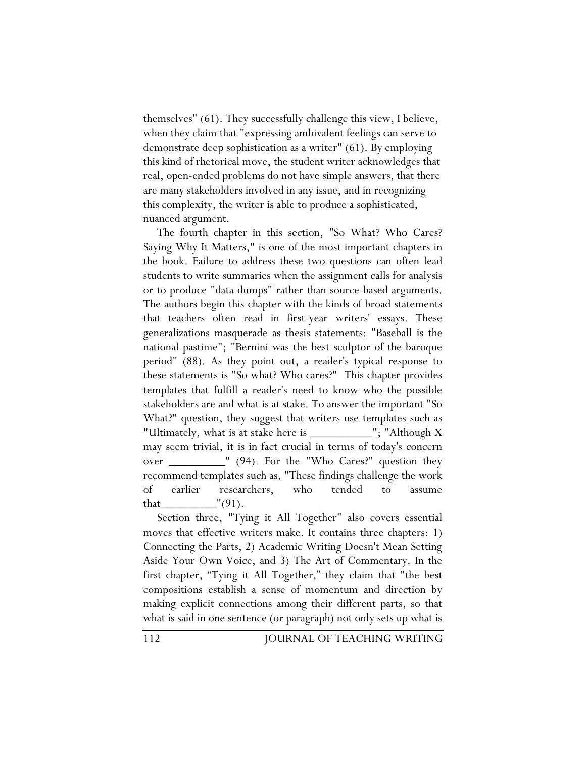themselves" (61). They successfully challenge this view, I believe, when they claim that "expressing ambivalent feelings can serve to demonstrate deep sophistication as a writer" (61). By employing this kind of rhetorical move, the student writer acknowledges that real, open-ended problems do not have simple answers, that there are many stakeholders involved in any issue, and in recognizing this complexity, the writer is able to produce a sophisticated, nuanced argument.

The fourth chapter in this section, "So What? Who Cares? Saying Why It Matters," is one of the most important chapters in the book. Failure to address these two questions can often lead students to write summaries when the assignment calls for analysis or to produce "data dumps" rather than source-based arguments. The authors begin this chapter with the kinds of broad statements that teachers often read in first-year writers' essays. These generalizations masquerade as thesis statements: "Baseball is the national pastime"; "Bernini was the best sculptor of the baroque period" (88). As they point out, a reader's typical response to these statements is "So what? Who cares?" This chapter provides templates that fulfill a reader's need to know who the possible stakeholders are and what is at stake. To answer the important "So What?" question, they suggest that writers use templates such as "Ultimately, what is at stake here is __________"; "Although X may seem trivial, it is in fact crucial in terms of today's concern over _________" (94). For the "Who Cares?" question they recommend templates such as, "These findings challenge the work of earlier researchers, who tended to assume that_________"(91).

Section three, "Tying it All Together" also covers essential moves that effective writers make. It contains three chapters: 1) Connecting the Parts, 2) Academic Writing Doesn't Mean Setting Aside Your Own Voice, and 3) The Art of Commentary. In the first chapter, "Tying it All Together," they claim that "the best compositions establish a sense of momentum and direction by making explicit connections among their different parts, so that what is said in one sentence (or paragraph) not only sets up what is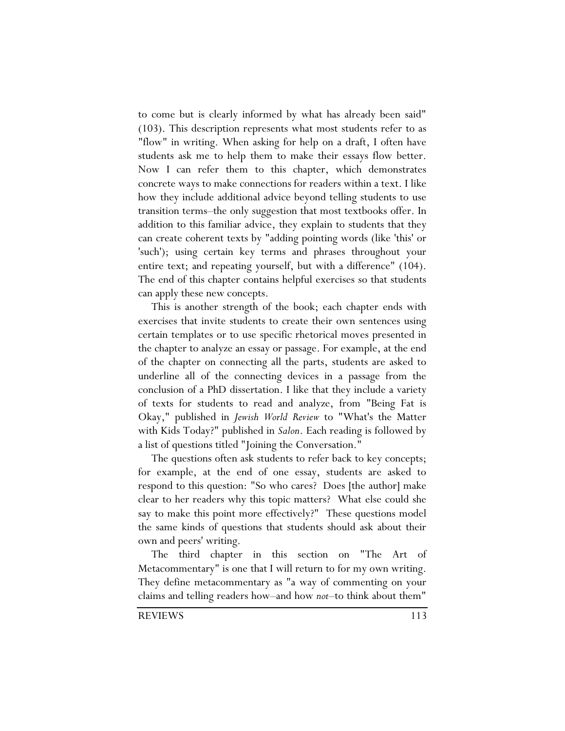to come but is clearly informed by what has already been said" (103). This description represents what most students refer to as "flow" in writing. When asking for help on a draft, I often have students ask me to help them to make their essays flow better. Now I can refer them to this chapter, which demonstrates concrete ways to make connections for readers within a text. I like how they include additional advice beyond telling students to use transition terms–the only suggestion that most textbooks offer. In addition to this familiar advice, they explain to students that they can create coherent texts by "adding pointing words (like 'this' or 'such'); using certain key terms and phrases throughout your entire text; and repeating yourself, but with a difference" (104). The end of this chapter contains helpful exercises so that students can apply these new concepts.

This is another strength of the book; each chapter ends with exercises that invite students to create their own sentences using certain templates or to use specific rhetorical moves presented in the chapter to analyze an essay or passage. For example, at the end of the chapter on connecting all the parts, students are asked to underline all of the connecting devices in a passage from the conclusion of a PhD dissertation. I like that they include a variety of texts for students to read and analyze, from "Being Fat is Okay," published in *Jewish World Review* to "What's the Matter with Kids Today?" published in *Salon*. Each reading is followed by a list of questions titled "Joining the Conversation."

The questions often ask students to refer back to key concepts; for example, at the end of one essay, students are asked to respond to this question: "So who cares? Does [the author] make clear to her readers why this topic matters? What else could she say to make this point more effectively?" These questions model the same kinds of questions that students should ask about their own and peers' writing.

The third chapter in this section on "The Art of Metacommentary" is one that I will return to for my own writing. They define metacommentary as "a way of commenting on your claims and telling readers how–and how *not*–to think about them"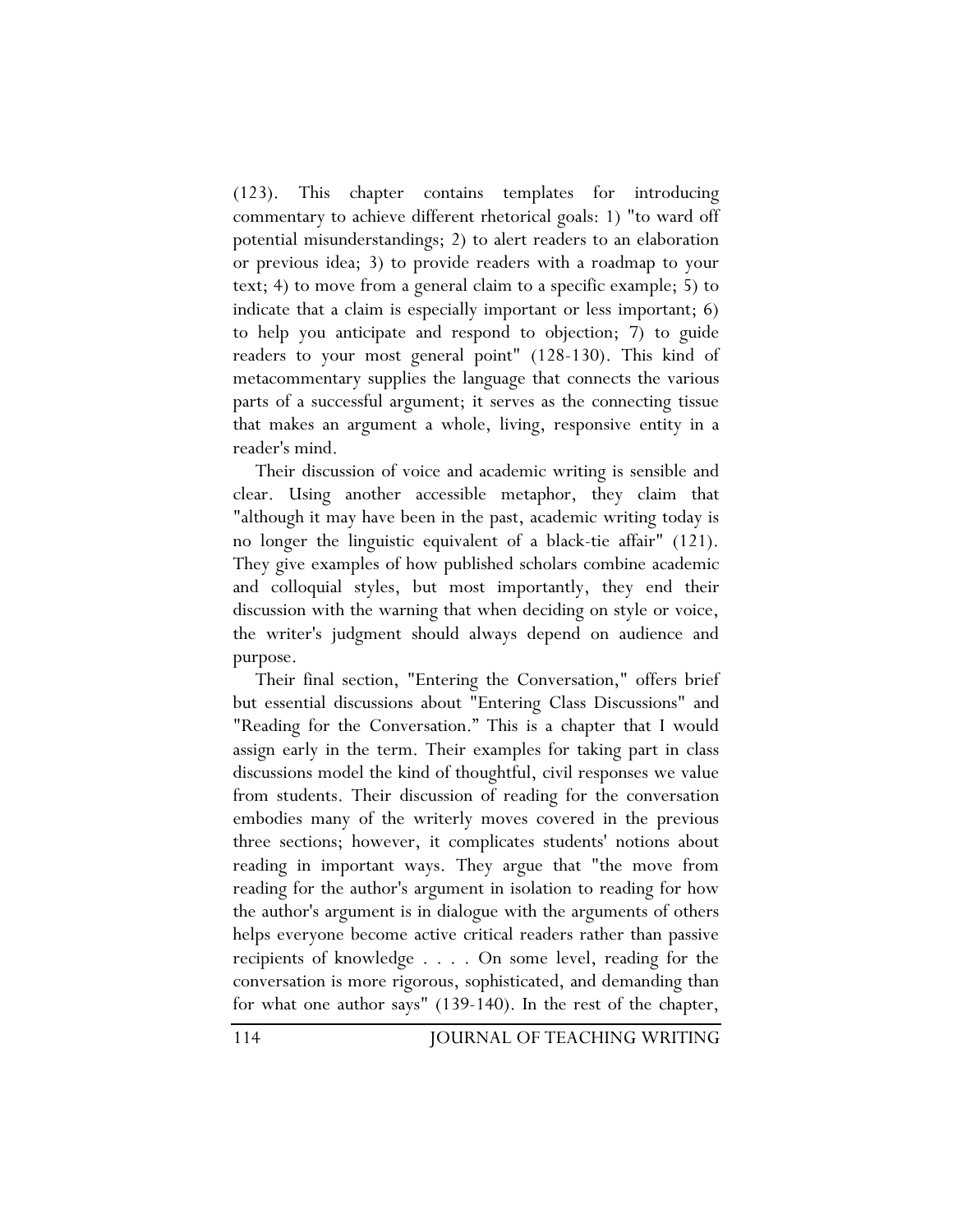(123). This chapter contains templates for introducing commentary to achieve different rhetorical goals: 1) "to ward off potential misunderstandings; 2) to alert readers to an elaboration or previous idea; 3) to provide readers with a roadmap to your text; 4) to move from a general claim to a specific example; 5) to indicate that a claim is especially important or less important; 6) to help you anticipate and respond to objection; 7) to guide readers to your most general point" (128-130). This kind of metacommentary supplies the language that connects the various parts of a successful argument; it serves as the connecting tissue that makes an argument a whole, living, responsive entity in a reader's mind.

Their discussion of voice and academic writing is sensible and clear. Using another accessible metaphor, they claim that "although it may have been in the past, academic writing today is no longer the linguistic equivalent of a black-tie affair" (121). They give examples of how published scholars combine academic and colloquial styles, but most importantly, they end their discussion with the warning that when deciding on style or voice, the writer's judgment should always depend on audience and purpose.

Their final section, "Entering the Conversation," offers brief but essential discussions about "Entering Class Discussions" and "Reading for the Conversation." This is a chapter that I would assign early in the term. Their examples for taking part in class discussions model the kind of thoughtful, civil responses we value from students. Their discussion of reading for the conversation embodies many of the writerly moves covered in the previous three sections; however, it complicates students' notions about reading in important ways. They argue that "the move from reading for the author's argument in isolation to reading for how the author's argument is in dialogue with the arguments of others helps everyone become active critical readers rather than passive recipients of knowledge . . . . On some level, reading for the conversation is more rigorous, sophisticated, and demanding than for what one author says" (139-140). In the rest of the chapter,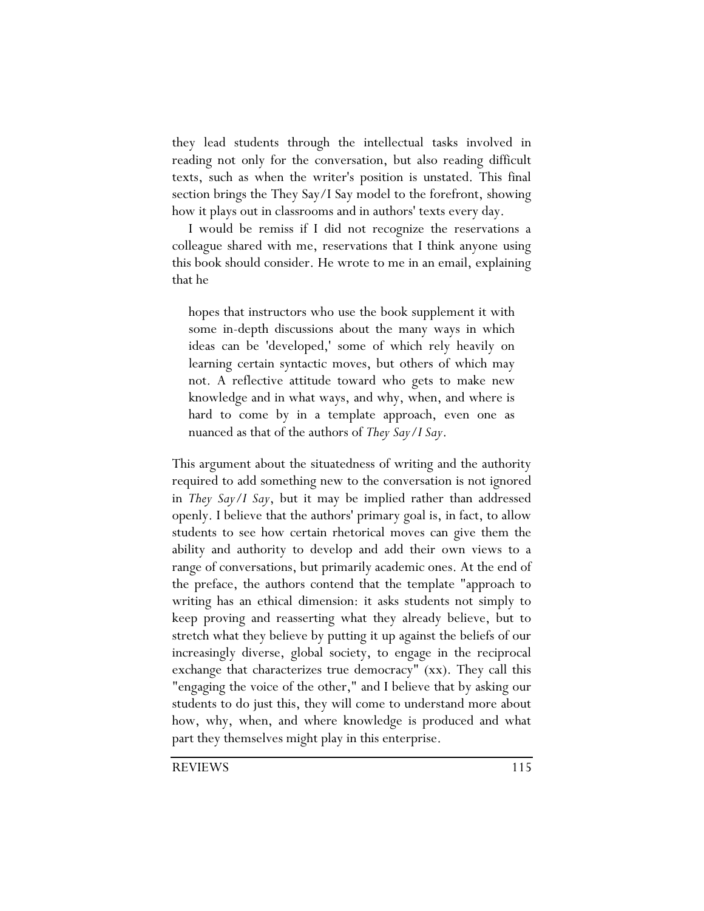they lead students through the intellectual tasks involved in reading not only for the conversation, but also reading difficult texts, such as when the writer's position is unstated. This final section brings the They Say/I Say model to the forefront, showing how it plays out in classrooms and in authors' texts every day.

I would be remiss if I did not recognize the reservations a colleague shared with me, reservations that I think anyone using this book should consider. He wrote to me in an email, explaining that he

> hopes that instructors who use the book supplement it with some in-depth discussions about the many ways in which ideas can be 'developed,' some of which rely heavily on learning certain syntactic moves, but others of which may not. A reflective attitude toward who gets to make new knowledge and in what ways, and why, when, and where is hard to come by in a template approach, even one as nuanced as that of the authors of *They Say/I Say*.

This argument about the situatedness of writing and the authority required to add something new to the conversation is not ignored in *They Say/I Say*, but it may be implied rather than addressed openly. I believe that the authors' primary goal is, in fact, to allow students to see how certain rhetorical moves can give them the ability and authority to develop and add their own views to a range of conversations, but primarily academic ones. At the end of the preface, the authors contend that the template "approach to writing has an ethical dimension: it asks students not simply to keep proving and reasserting what they already believe, but to stretch what they believe by putting it up against the beliefs of our increasingly diverse, global society, to engage in the reciprocal exchange that characterizes true democracy" (xx). They call this "engaging the voice of the other," and I believe that by asking our students to do just this, they will come to understand more about how, why, when, and where knowledge is produced and what part they themselves might play in this enterprise.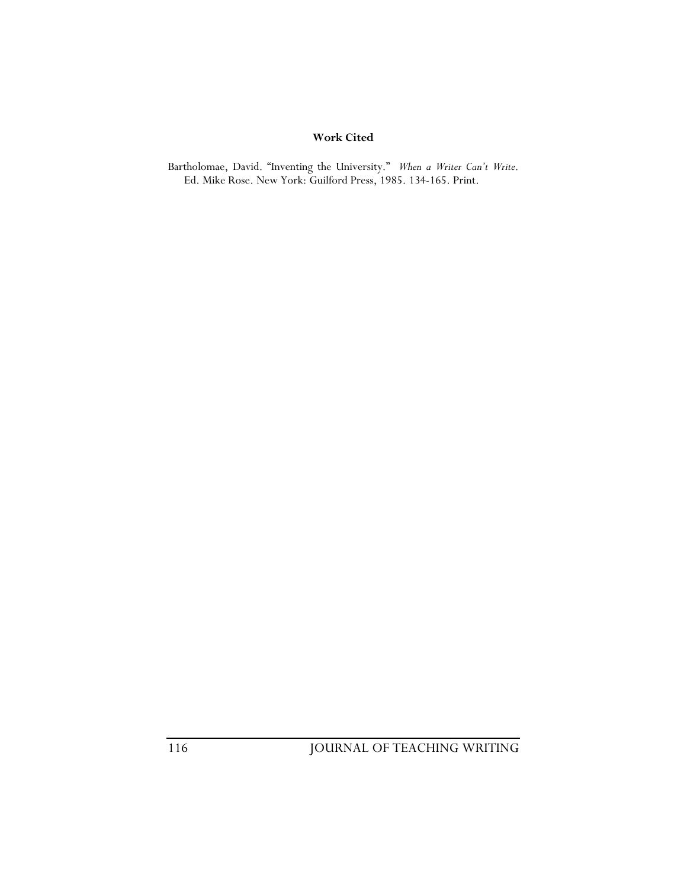## Work Cited

Bartholomae, David. "Inventing the University." *When a Writer Can't Write*. Ed. Mike Rose. New York: Guilford Press, 1985. 134-165. Print.